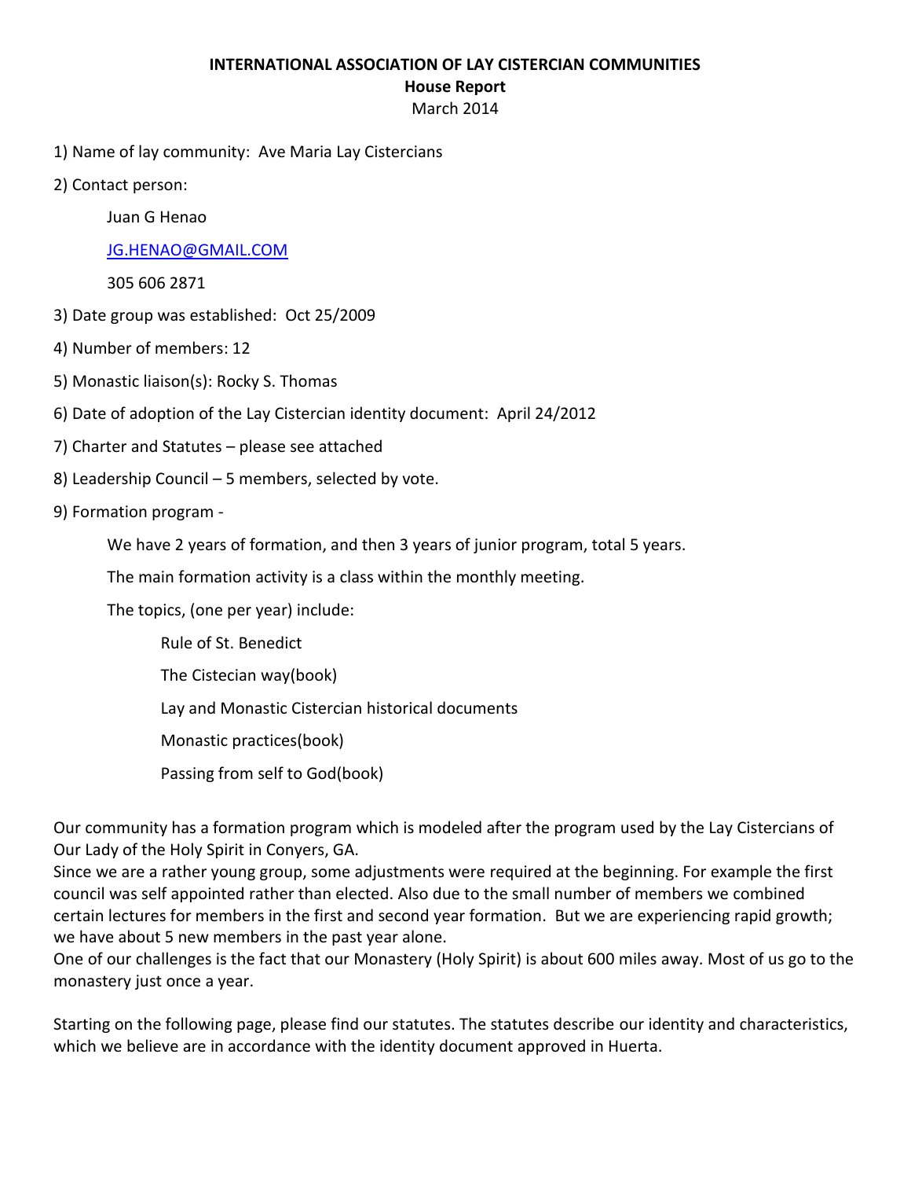**INTERNATIONAL ASSOCIATION OF LAY CISTERCIAN COMMUNITIES**

**House Report**

March 2014

1) Name of lay community: Ave Maria Lay Cistercians

2) Contact person:

   Juan G Henao

   JG.HENAO@GMAIL.COM

   305 606 2871

3) Date group was established: Oct 25/2009

4) Number of members: 12

5) Monastic liaison(s): Rocky S. Thomas

6) Date of adoption of the Lay Cistercian identity document: April 24/2012

7) Charter and Statutes – please see attached

8) Leadership Council – 5 members, selected by vote.

9) Formation program -

   We have 2 years of formation, and then 3 years of junior program, total 5 years.

   The main formation activity is a class within the monthly meeting.

   The topics, (one per year) include:

   - Rule of St. Benedict
   - The Cistecian way(book)
   - Lay and Monastic Cistercian historical documents
   - Monastic practices(book)
   - Passing from self to God(book)

Our community has a formation program which is modeled after the program used by the Lay Cistercians of Our Lady of the Holy Spirit in Conyers, GA.

Since we are a rather young group, some adjustments were required at the beginning. For example the first council was self appointed rather than elected. Also due to the small number of members we combined certain lectures for members in the first and second year formation. But we are experiencing rapid growth; we have about 5 new members in the past year alone.

One of our challenges is the fact that our Monastery (Holy Spirit) is about 600 miles away. Most of us go to the monastery just once a year.

Starting on the following page, please find our statutes. The statutes describe our identity and characteristics, which we believe are in accordance with the identity document approved in Huerta.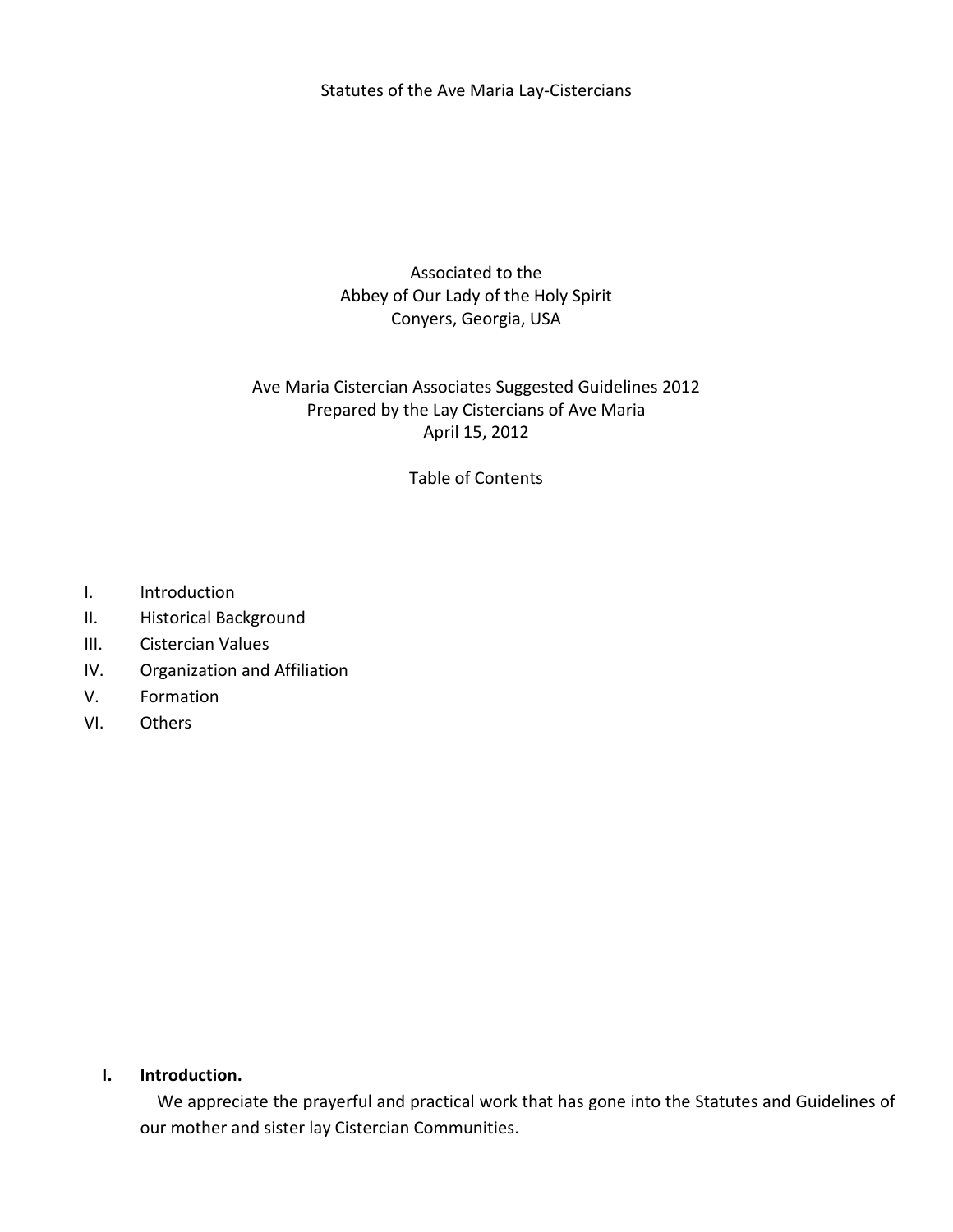Statutes of the Ave Maria Lay-Cistercians

Associated to the
Abbey of Our Lady of the Holy Spirit
Conyers, Georgia, USA

Ave Maria Cistercian Associates Suggested Guidelines 2012
Prepared by the Lay Cistercians of Ave Maria
April 15, 2012

Table of Contents

I. Introduction
II. Historical Background
III. Cistercian Values
IV. Organization and Affiliation
V. Formation
VI. Others

## I. Introduction.

We appreciate the prayerful and practical work that has gone into the Statutes and Guidelines of our mother and sister lay Cistercian Communities.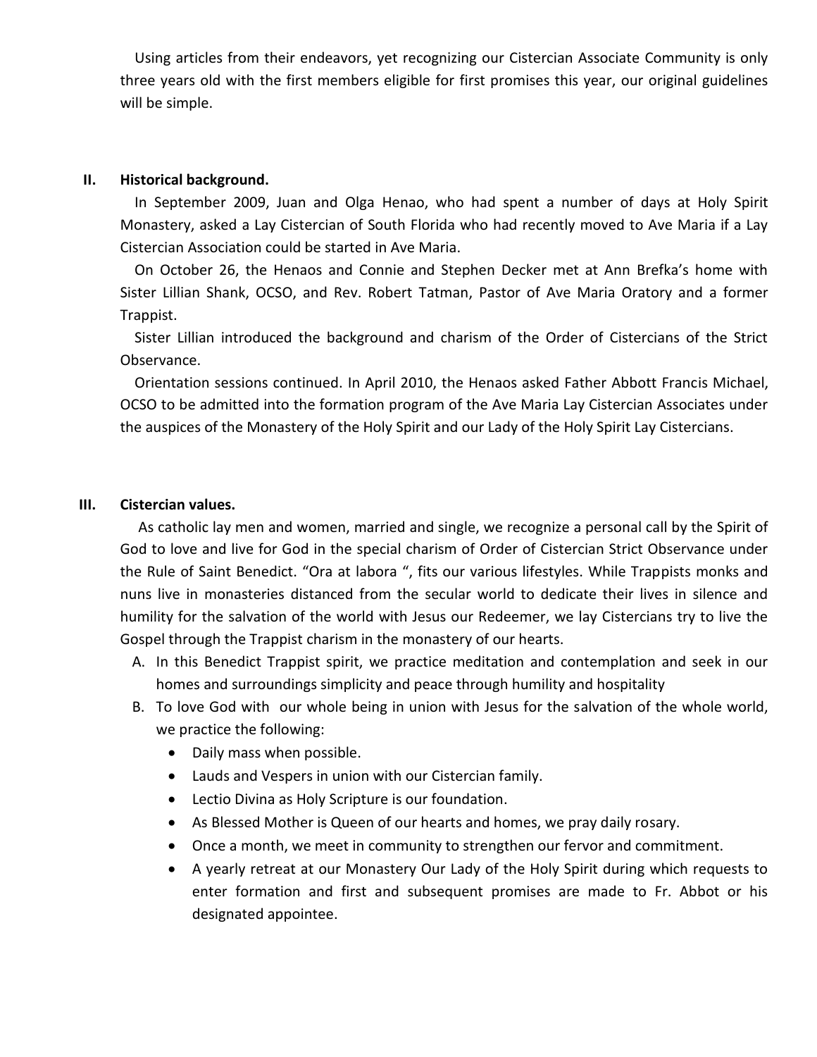Using articles from their endeavors, yet recognizing our Cistercian Associate Community is only three years old with the first members eligible for first promises this year, our original guidelines will be simple.

## II. Historical background.

In September 2009, Juan and Olga Henao, who had spent a number of days at Holy Spirit Monastery, asked a Lay Cistercian of South Florida who had recently moved to Ave Maria if a Lay Cistercian Association could be started in Ave Maria.

On October 26, the Henaos and Connie and Stephen Decker met at Ann Brefka's home with Sister Lillian Shank, OCSO, and Rev. Robert Tatman, Pastor of Ave Maria Oratory and a former Trappist.

Sister Lillian introduced the background and charism of the Order of Cistercians of the Strict Observance.

Orientation sessions continued. In April 2010, the Henaos asked Father Abbott Francis Michael, OCSO to be admitted into the formation program of the Ave Maria Lay Cistercian Associates under the auspices of the Monastery of the Holy Spirit and our Lady of the Holy Spirit Lay Cistercians.

## III. Cistercian values.

As catholic lay men and women, married and single, we recognize a personal call by the Spirit of God to love and live for God in the special charism of Order of Cistercian Strict Observance under the Rule of Saint Benedict. "Ora at labora ", fits our various lifestyles. While Trappists monks and nuns live in monasteries distanced from the secular world to dedicate their lives in silence and humility for the salvation of the world with Jesus our Redeemer, we lay Cistercians try to live the Gospel through the Trappist charism in the monastery of our hearts.

A. In this Benedict Trappist spirit, we practice meditation and contemplation and seek in our homes and surroundings simplicity and peace through humility and hospitality

B. To love God with our whole being in union with Jesus for the salvation of the whole world, we practice the following:
   - Daily mass when possible.
   - Lauds and Vespers in union with our Cistercian family.
   - Lectio Divina as Holy Scripture is our foundation.
   - As Blessed Mother is Queen of our hearts and homes, we pray daily rosary.
   - Once a month, we meet in community to strengthen our fervor and commitment.
   - A yearly retreat at our Monastery Our Lady of the Holy Spirit during which requests to enter formation and first and subsequent promises are made to Fr. Abbot or his designated appointee.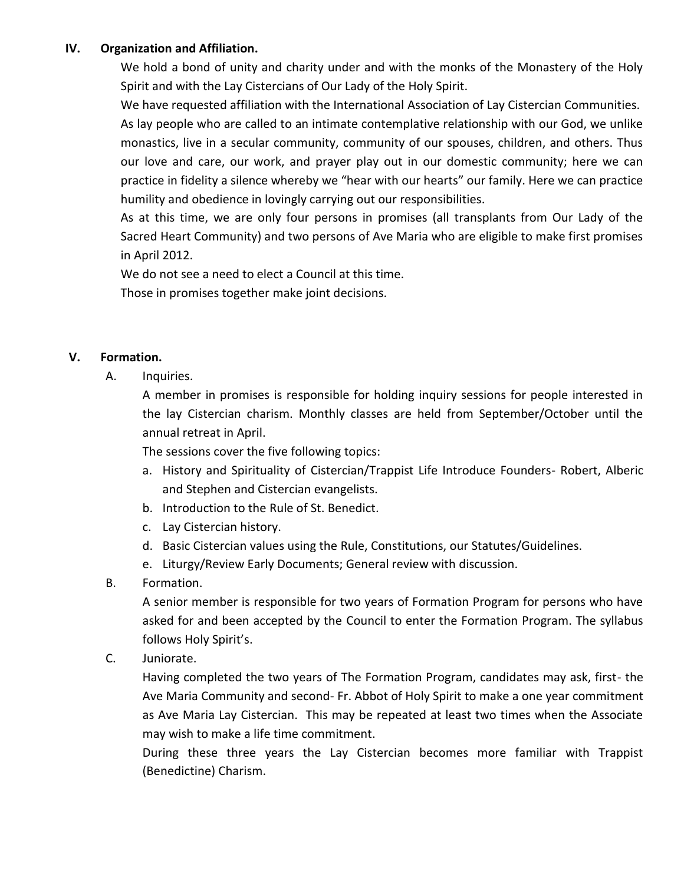## IV. Organization and Affiliation.

We hold a bond of unity and charity under and with the monks of the Monastery of the Holy Spirit and with the Lay Cistercians of Our Lady of the Holy Spirit.

We have requested affiliation with the International Association of Lay Cistercian Communities.

As lay people who are called to an intimate contemplative relationship with our God, we unlike monastics, live in a secular community, community of our spouses, children, and others. Thus our love and care, our work, and prayer play out in our domestic community; here we can practice in fidelity a silence whereby we "hear with our hearts" our family. Here we can practice humility and obedience in lovingly carrying out our responsibilities.

As at this time, we are only four persons in promises (all transplants from Our Lady of the Sacred Heart Community) and two persons of Ave Maria who are eligible to make first promises in April 2012.

We do not see a need to elect a Council at this time.

Those in promises together make joint decisions.

## V. Formation.

### A. Inquiries.

A member in promises is responsible for holding inquiry sessions for people interested in the lay Cistercian charism. Monthly classes are held from September/October until the annual retreat in April.

The sessions cover the five following topics:

a. History and Spirituality of Cistercian/Trappist Life Introduce Founders- Robert, Alberic and Stephen and Cistercian evangelists.
b. Introduction to the Rule of St. Benedict.
c. Lay Cistercian history.
d. Basic Cistercian values using the Rule, Constitutions, our Statutes/Guidelines.
e. Liturgy/Review Early Documents; General review with discussion.

### B. Formation.

A senior member is responsible for two years of Formation Program for persons who have asked for and been accepted by the Council to enter the Formation Program. The syllabus follows Holy Spirit's.

### C. Juniorate.

Having completed the two years of The Formation Program, candidates may ask, first- the Ave Maria Community and second- Fr. Abbot of Holy Spirit to make a one year commitment as Ave Maria Lay Cistercian. This may be repeated at least two times when the Associate may wish to make a life time commitment.

During these three years the Lay Cistercian becomes more familiar with Trappist (Benedictine) Charism.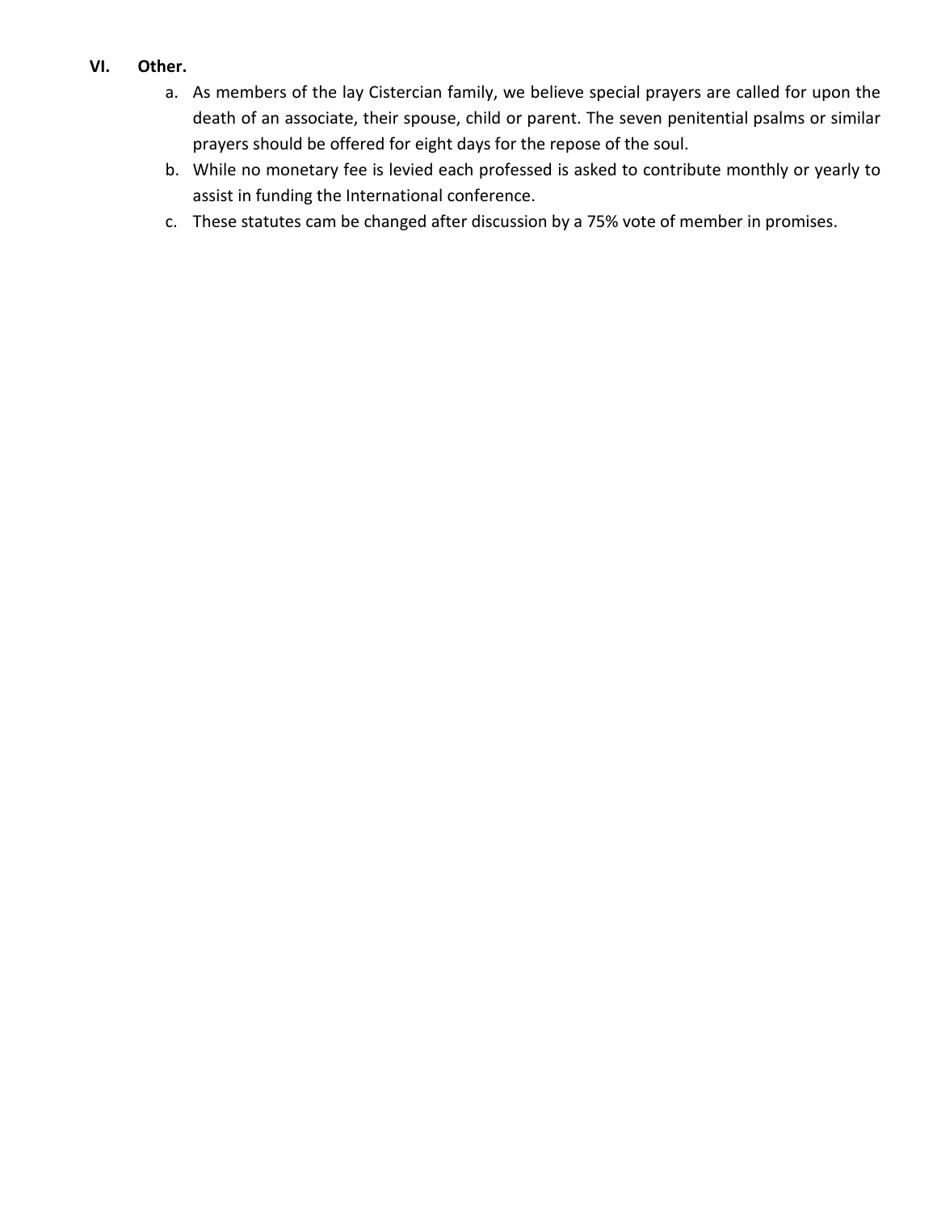## VI. Other.

a. As members of the lay Cistercian family, we believe special prayers are called for upon the death of an associate, their spouse, child or parent. The seven penitential psalms or similar prayers should be offered for eight days for the repose of the soul.

b. While no monetary fee is levied each professed is asked to contribute monthly or yearly to assist in funding the International conference.

c. These statutes cam be changed after discussion by a 75% vote of member in promises.